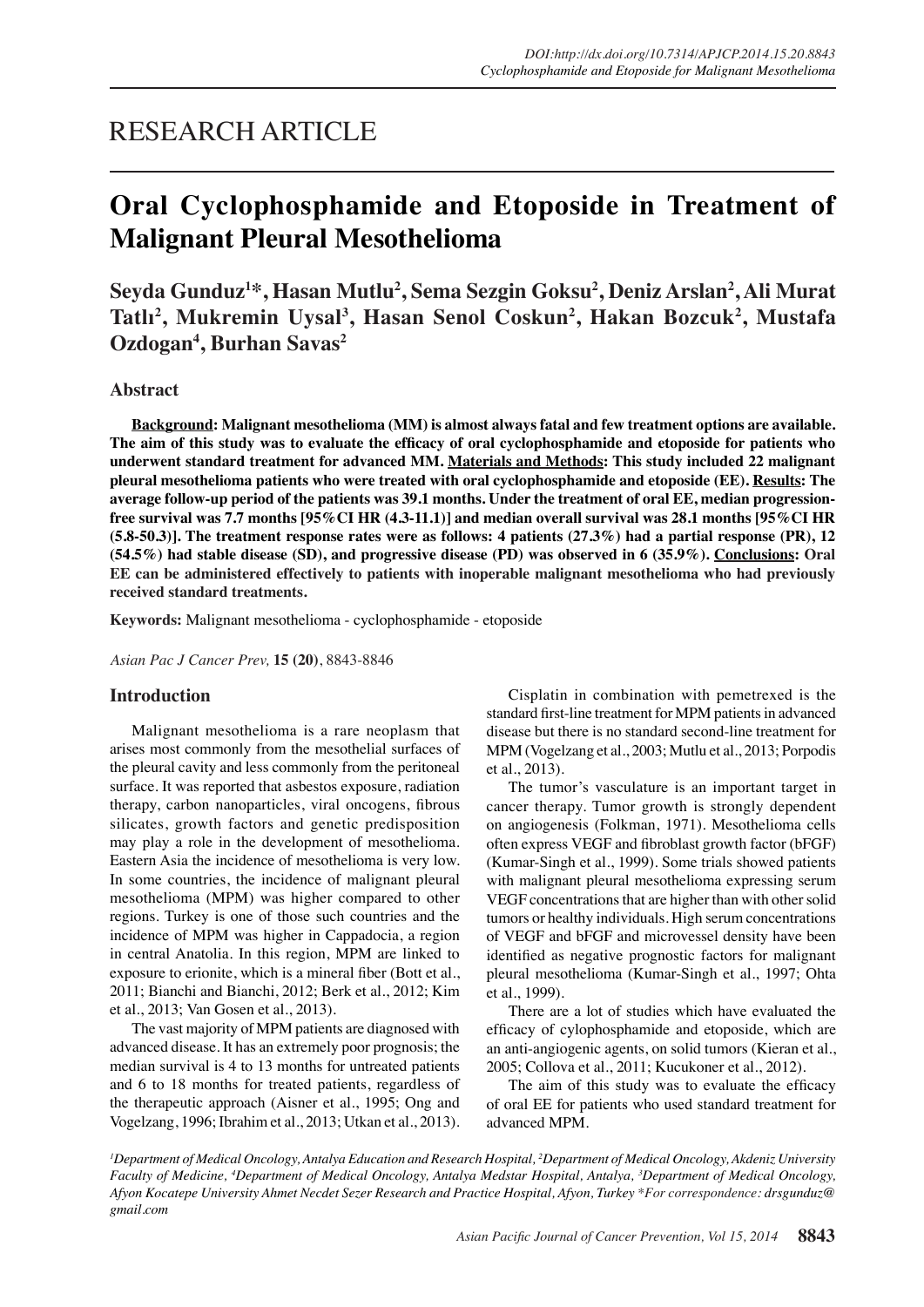RESEARCH ARTICLE

# Oral Cyclophosphamide and Etoposide in Treatment of Malignant Pleural Mesothelioma

**Seyda Gunduz[1]\*, Hasan Mutlu[2], Sema Sezgin Goksu[2], Deniz Arslan[2], Ali Murat Tatlı[2], Mukremin Uysal[3], Hasan Senol Coskun[2], Hakan Bozcuk[2], Mustafa Ozdogan[4], Burhan Savas[2]**

## Abstract

**<u>Background</u>: Malignant mesothelioma (MM) is almost always fatal and few treatment options are available. The aim of this study was to evaluate the efficacy of oral cyclophosphamide and etoposide for patients who underwent standard treatment for advanced MM. <u>Materials and Methods</u>: This study included 22 malignant pleural mesothelioma patients who were treated with oral cyclophosphamide and etoposide (EE). <u>Results</u>: The average follow-up period of the patients was 39.1 months. Under the treatment of oral EE, median progression-free survival was 7.7 months [95%CI HR (4.3-11.1)] and median overall survival was 28.1 months [95%CI HR (5.8-50.3)]. The treatment response rates were as follows: 4 patients (27.3%) had a partial response (PR), 12 (54.5%) had stable disease (SD), and progressive disease (PD) was observed in 6 (35.9%). <u>Conclusions</u>: Oral EE can be administered effectively to patients with inoperable malignant mesothelioma who had previously received standard treatments.**

**Keywords:** Malignant mesothelioma - cyclophosphamide - etoposide

*Asian Pac J Cancer Prev,* **15 (20)**, 8843-8846

## Introduction

Malignant mesothelioma is a rare neoplasm that arises most commonly from the mesothelial surfaces of the pleural cavity and less commonly from the peritoneal surface. It was reported that asbestos exposure, radiation therapy, carbon nanoparticles, viral oncogens, fibrous silicates, growth factors and genetic predisposition may play a role in the development of mesothelioma. Eastern Asia the incidence of mesothelioma is very low. In some countries, the incidence of malignant pleural mesothelioma (MPM) was higher compared to other regions. Turkey is one of those such countries and the incidence of MPM was higher in Cappadocia, a region in central Anatolia. In this region, MPM are linked to exposure to erionite, which is a mineral fiber (Bott et al., 2011; Bianchi and Bianchi, 2012; Berk et al., 2012; Kim et al., 2013; Van Gosen et al., 2013).

The vast majority of MPM patients are diagnosed with advanced disease. It has an extremely poor prognosis; the median survival is 4 to 13 months for untreated patients and 6 to 18 months for treated patients, regardless of the therapeutic approach (Aisner et al., 1995; Ong and Vogelzang, 1996; Ibrahim et al., 2013; Utkan et al., 2013).

Cisplatin in combination with pemetrexed is the standard first-line treatment for MPM patients in advanced disease but there is no standard second-line treatment for MPM (Vogelzang et al., 2003; Mutlu et al., 2013; Porpodis et al., 2013).

The tumor's vasculature is an important target in cancer therapy. Tumor growth is strongly dependent on angiogenesis (Folkman, 1971). Mesothelioma cells often express VEGF and fibroblast growth factor (bFGF) (Kumar-Singh et al., 1999). Some trials showed patients with malignant pleural mesothelioma expressing serum VEGF concentrations that are higher than with other solid tumors or healthy individuals. High serum concentrations of VEGF and bFGF and microvessel density have been identified as negative prognostic factors for malignant pleural mesothelioma (Kumar-Singh et al., 1997; Ohta et al., 1999).

There are a lot of studies which have evaluated the efficacy of cylophosphamide and etoposide, which are an anti-angiogenic agents, on solid tumors (Kieran et al., 2005; Collova et al., 2011; Kucukoner et al., 2012).

The aim of this study was to evaluate the efficacy of oral EE for patients who used standard treatment for advanced MPM.

*[1]Department of Medical Oncology, Antalya Education and Research Hospital, [2]Department of Medical Oncology, Akdeniz University Faculty of Medicine, [4]Department of Medical Oncology, Antalya Medstar Hospital, Antalya, [3]Department of Medical Oncology, Afyon Kocatepe University Ahmet Necdet Sezer Research and Practice Hospital, Afyon, Turkey \*For correspondence: drsgunduz@gmail.com*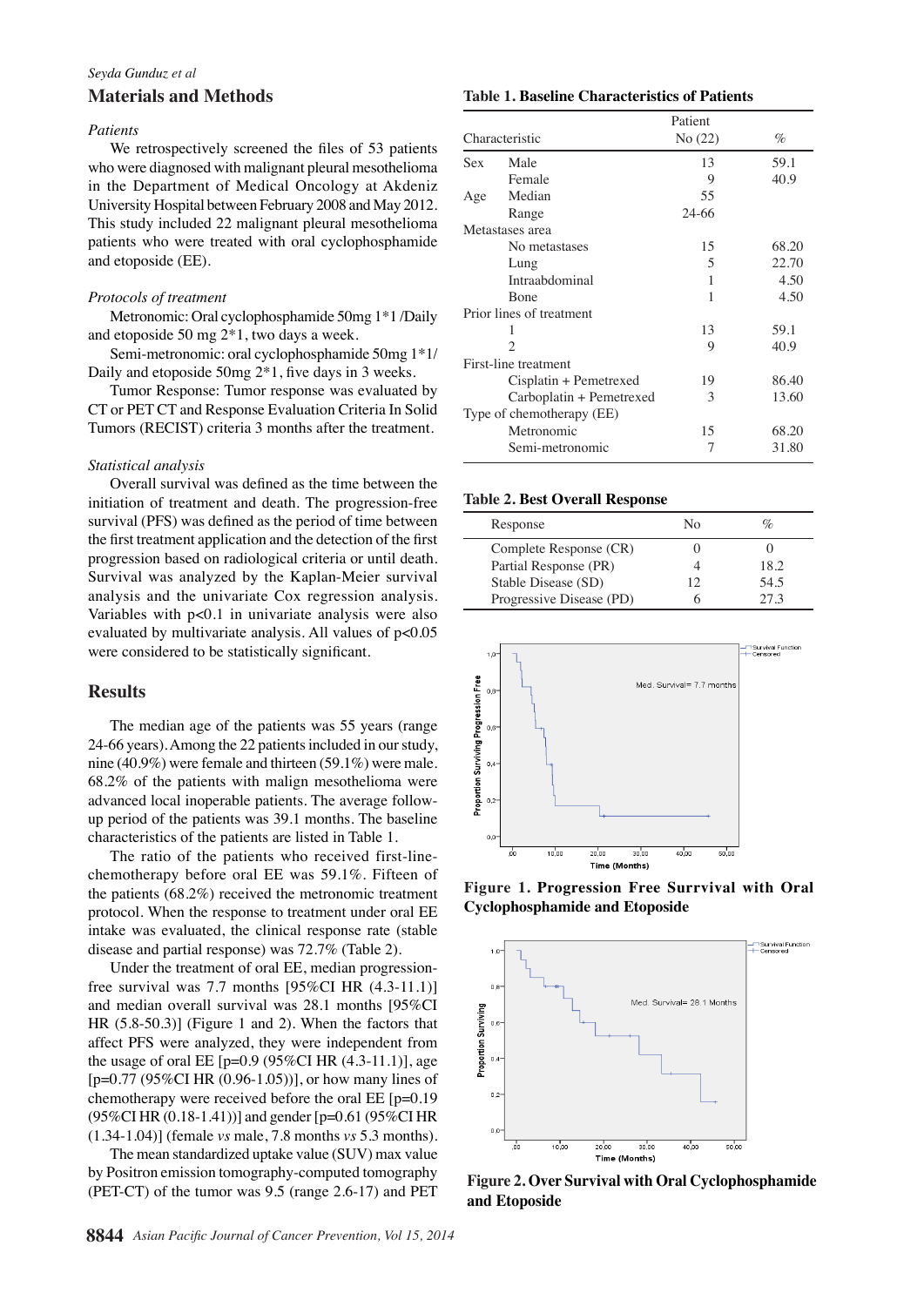## Materials and Methods

### *Patients*

We retrospectively screened the files of 53 patients who were diagnosed with malignant pleural mesothelioma in the Department of Medical Oncology at Akdeniz University Hospital between February 2008 and May 2012. This study included 22 malignant pleural mesothelioma patients who were treated with oral cyclophosphamide and etoposide (EE).

### *Protocols of treatment*

Metronomic: Oral cyclophosphamide 50mg 1*1 /Daily and etoposide 50 mg 2*1, two days a week.

Semi-metronomic: oral cyclophosphamide 50mg 1*1/ Daily and etoposide 50mg 2*1, five days in 3 weeks.

Tumor Response: Tumor response was evaluated by CT or PET CT and Response Evaluation Criteria In Solid Tumors (RECIST) criteria 3 months after the treatment.

### *Statistical analysis*

Overall survival was defined as the time between the initiation of treatment and death. The progression-free survival (PFS) was defined as the period of time between the first treatment application and the detection of the first progression based on radiological criteria or until death. Survival was analyzed by the Kaplan-Meier survival analysis and the univariate Cox regression analysis. Variables with $p<0.1$ in univariate analysis were also evaluated by multivariate analysis. All values of $p<0.05$ were considered to be statistically significant.

## Results

The median age of the patients was 55 years (range 24-66 years). Among the 22 patients included in our study, nine (40.9%) were female and thirteen (59.1%) were male. 68.2% of the patients with malign mesothelioma were advanced local inoperable patients. The average follow-up period of the patients was 39.1 months. The baseline characteristics of the patients are listed in Table 1.

The ratio of the patients who received first-line-chemotherapy before oral EE was 59.1%. Fifteen of the patients (68.2%) received the metronomic treatment protocol. When the response to treatment under oral EE intake was evaluated, the clinical response rate (stable disease and partial response) was 72.7% (Table 2).

Under the treatment of oral EE, median progression-free survival was 7.7 months [95%CI HR (4.3-11.1)] and median overall survival was 28.1 months [95%CI HR (5.8-50.3)] (Figure 1 and 2). When the factors that affect PFS were analyzed, they were independent from the usage of oral EE [p=0.9 (95%CI HR (4.3-11.1)], age [p=0.77 (95%CI HR (0.96-1.05))], or how many lines of chemotherapy were received before the oral EE [p=0.19 (95%CI HR (0.18-1.41))] and gender [p=0.61 (95%CI HR (1.34-1.04)] (female *vs* male, 7.8 months *vs* 5.3 months).

The mean standardized uptake value (SUV) max value by Positron emission tomography-computed tomography (PET-CT) of the tumor was 9.5 (range 2.6-17) and PET

**Table 1. Baseline Characteristics of Patients**

| Characteristic | | Patient No (22) | % |
|---|---|---|---|
| Sex | Male | 13 | 59.1 |
| | Female | 9 | 40.9 |
| Age | Median | 55 | |
| | Range | 24-66 | |
| Metastases area | | | |
| | No metastases | 15 | 68.20 |
| | Lung | 5 | 22.70 |
| | Intraabdominal | 1 | 4.50 |
| | Bone | 1 | 4.50 |
| Prior lines of treatment | | | |
| | 1 | 13 | 59.1 |
| | 2 | 9 | 40.9 |
| First-line treatment | | | |
| | Cisplatin + Pemetrexed | 19 | 86.40 |
| | Carboplatin + Pemetrexed | 3 | 13.60 |
| Type of chemotherapy (EE) | | | |
| | Metronomic | 15 | 68.20 |
| | Semi-metronomic | 7 | 31.80 |

**Table 2. Best Overall Response**

| Response | No | % |
|---|---|---|
| Complete Response (CR) | 0 | 0 |
| Partial Response (PR) | 4 | 18.2 |
| Stable Disease (SD) | 12 | 54.5 |
| Progressive Disease (PD) | 6 | 27.3 |

**Figure 1. Progression Free Surrvival with Oral Cyclophosphamide and Etoposide**

**Figure 2. Over Survival with Oral Cyclophosphamide and Etoposide**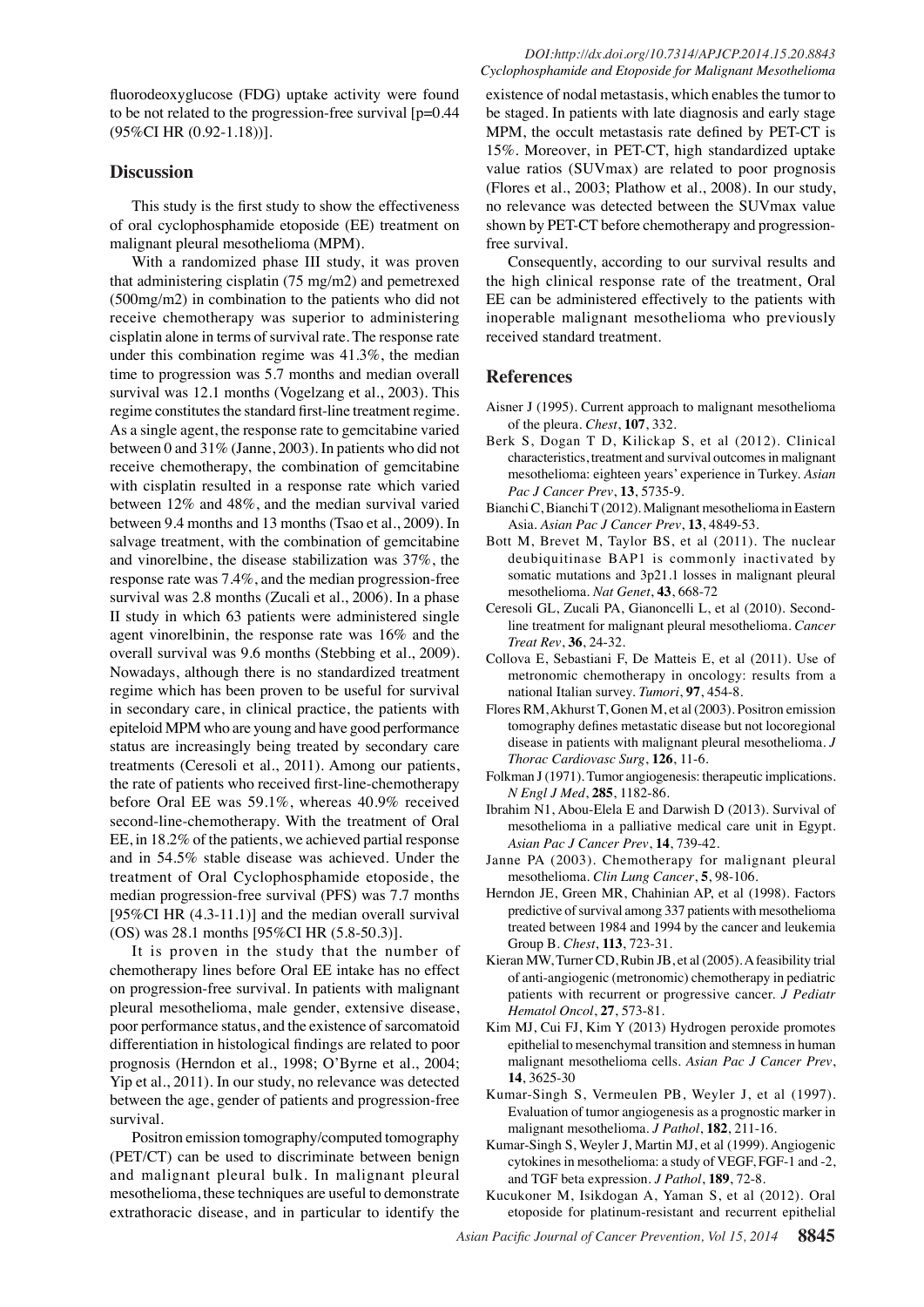fluorodeoxyglucose (FDG) uptake activity were found to be not related to the progression-free survival [p=0.44 (95%CI HR (0.92-1.18))].

## Discussion

This study is the first study to show the effectiveness of oral cyclophosphamide etoposide (EE) treatment on malignant pleural mesothelioma (MPM).

With a randomized phase III study, it was proven that administering cisplatin (75 mg/m2) and pemetrexed (500mg/m2) in combination to the patients who did not receive chemotherapy was superior to administering cisplatin alone in terms of survival rate. The response rate under this combination regime was 41.3%, the median time to progression was 5.7 months and median overall survival was 12.1 months (Vogelzang et al., 2003). This regime constitutes the standard first-line treatment regime. As a single agent, the response rate to gemcitabine varied between 0 and 31% (Janne, 2003). In patients who did not receive chemotherapy, the combination of gemcitabine with cisplatin resulted in a response rate which varied between 12% and 48%, and the median survival varied between 9.4 months and 13 months (Tsao et al., 2009). In salvage treatment, with the combination of gemcitabine and vinorelbine, the disease stabilization was 37%, the response rate was 7.4%, and the median progression-free survival was 2.8 months (Zucali et al., 2006). In a phase II study in which 63 patients were administered single agent vinorelbinin, the response rate was 16% and the overall survival was 9.6 months (Stebbing et al., 2009). Nowadays, although there is no standardized treatment regime which has been proven to be useful for survival in secondary care, in clinical practice, the patients with epiteloid MPM who are young and have good performance status are increasingly being treated by secondary care treatments (Ceresoli et al., 2011). Among our patients, the rate of patients who received first-line-chemotherapy before Oral EE was 59.1%, whereas 40.9% received second-line-chemotherapy. With the treatment of Oral EE, in 18.2% of the patients, we achieved partial response and in 54.5% stable disease was achieved. Under the treatment of Oral Cyclophosphamide etoposide, the median progression-free survival (PFS) was 7.7 months [95%CI HR (4.3-11.1)] and the median overall survival (OS) was 28.1 months [95%CI HR (5.8-50.3)].

It is proven in the study that the number of chemotherapy lines before Oral EE intake has no effect on progression-free survival. In patients with malignant pleural mesothelioma, male gender, extensive disease, poor performance status, and the existence of sarcomatoid differentiation in histological findings are related to poor prognosis (Herndon et al., 1998; O'Byrne et al., 2004; Yip et al., 2011). In our study, no relevance was detected between the age, gender of patients and progression-free survival.

Positron emission tomography/computed tomography (PET/CT) can be used to discriminate between benign and malignant pleural bulk. In malignant pleural mesothelioma, these techniques are useful to demonstrate extrathoracic disease, and in particular to identify the existence of nodal metastasis, which enables the tumor to be staged. In patients with late diagnosis and early stage MPM, the occult metastasis rate defined by PET-CT is 15%. Moreover, in PET-CT, high standardized uptake value ratios (SUVmax) are related to poor prognosis (Flores et al., 2003; Plathow et al., 2008). In our study, no relevance was detected between the SUVmax value shown by PET-CT before chemotherapy and progression-free survival.

Consequently, according to our survival results and the high clinical response rate of the treatment, Oral EE can be administered effectively to the patients with inoperable malignant mesothelioma who previously received standard treatment.

## References

Aisner J (1995). Current approach to malignant mesothelioma of the pleura. *Chest*, **107**, 332.

Berk S, Dogan T D, Kilickap S, et al (2012). Clinical characteristics, treatment and survival outcomes in malignant mesothelioma: eighteen years' experience in Turkey. *Asian Pac J Cancer Prev*, **13**, 5735-9.

Bianchi C, Bianchi T (2012). Malignant mesothelioma in Eastern Asia. *Asian Pac J Cancer Prev*, **13**, 4849-53.

Bott M, Brevet M, Taylor BS, et al (2011). The nuclear deubiquitinase BAP1 is commonly inactivated by somatic mutations and 3p21.1 losses in malignant pleural mesothelioma. *Nat Genet*, **43**, 668-72

Ceresoli GL, Zucali PA, Gianoncelli L, et al (2010). Second-line treatment for malignant pleural mesothelioma. *Cancer Treat Rev*, **36**, 24-32.

Collova E, Sebastiani F, De Matteis E, et al (2011). Use of metronomic chemotherapy in oncology: results from a national Italian survey. *Tumori*, **97**, 454-8.

Flores RM, Akhurst T, Gonen M, et al (2003). Positron emission tomography defines metastatic disease but not locoregional disease in patients with malignant pleural mesothelioma. *J Thorac Cardiovasc Surg*, **126**, 11-6.

Folkman J (1971). Tumor angiogenesis: therapeutic implications. *N Engl J Med*, **285**, 1182-86.

Ibrahim N1, Abou-Elela E and Darwish D (2013). Survival of mesothelioma in a palliative medical care unit in Egypt. *Asian Pac J Cancer Prev*, **14**, 739-42.

Janne PA (2003). Chemotherapy for malignant pleural mesothelioma. *Clin Lung Cancer*, **5**, 98-106.

Herndon JE, Green MR, Chahinian AP, et al (1998). Factors predictive of survival among 337 patients with mesothelioma treated between 1984 and 1994 by the cancer and leukemia Group B. *Chest*, **113**, 723-31.

Kieran MW, Turner CD, Rubin JB, et al (2005). A feasibility trial of anti-angiogenic (metronomic) chemotherapy in pediatric patients with recurrent or progressive cancer. *J Pediatr Hematol Oncol*, **27**, 573-81.

Kim MJ, Cui FJ, Kim Y (2013) Hydrogen peroxide promotes epithelial to mesenchymal transition and stemness in human malignant mesothelioma cells. *Asian Pac J Cancer Prev*, **14**, 3625-30

Kumar-Singh S, Vermeulen PB, Weyler J, et al (1997). Evaluation of tumor angiogenesis as a prognostic marker in malignant mesothelioma. *J Pathol*, **182**, 211-16.

Kumar-Singh S, Weyler J, Martin MJ, et al (1999). Angiogenic cytokines in mesothelioma: a study of VEGF, FGF-1 and -2, and TGF beta expression. *J Pathol*, **189**, 72-8.

Kucukoner M, Isikdogan A, Yaman S, et al (2012). Oral etoposide for platinum-resistant and recurrent epithelial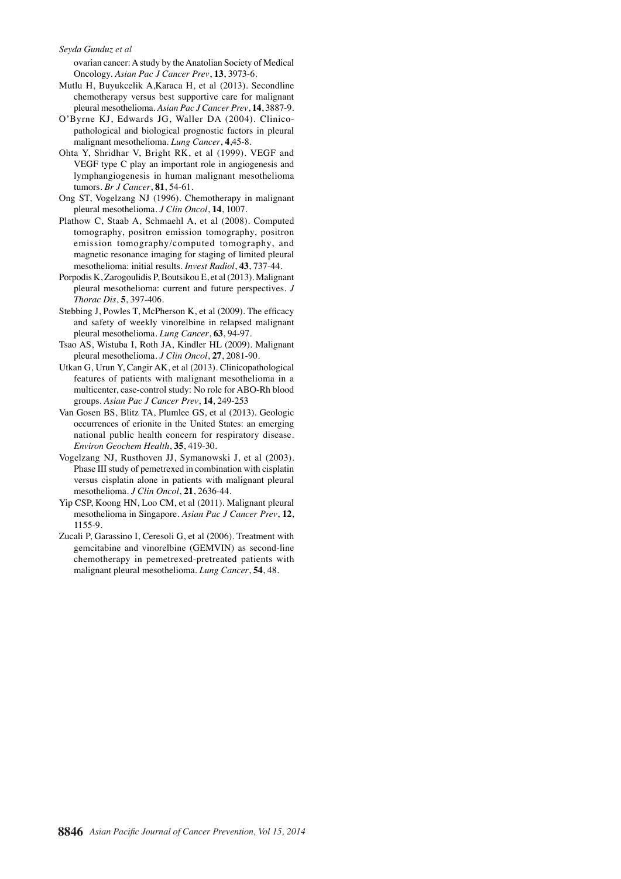ovarian cancer: A study by the Anatolian Society of Medical Oncology. *Asian Pac J Cancer Prev*, **13**, 3973-6.

Mutlu H, Buyukcelik A,Karaca H, et al (2013). Secondline chemotherapy versus best supportive care for malignant pleural mesothelioma. *Asian Pac J Cancer Prev*, **14**, 3887-9.

O'Byrne KJ, Edwards JG, Waller DA (2004). Clinico-pathological and biological prognostic factors in pleural malignant mesothelioma. *Lung Cancer*, **4**,45-8.

Ohta Y, Shridhar V, Bright RK, et al (1999). VEGF and VEGF type C play an important role in angiogenesis and lymphangiogenesis in human malignant mesothelioma tumors. *Br J Cancer*, **81**, 54-61.

Ong ST, Vogelzang NJ (1996). Chemotherapy in malignant pleural mesothelioma. *J Clin Oncol*, **14**, 1007.

Plathow C, Staab A, Schmaehl A, et al (2008). Computed tomography, positron emission tomography, positron emission tomography/computed tomography, and magnetic resonance imaging for staging of limited pleural mesothelioma: initial results. *Invest Radiol*, **43**, 737-44.

Porpodis K, Zarogoulidis P, Boutsikou E, et al (2013). Malignant pleural mesothelioma: current and future perspectives. *J Thorac Dis*, **5**, 397-406.

Stebbing J, Powles T, McPherson K, et al (2009). The efficacy and safety of weekly vinorelbine in relapsed malignant pleural mesothelioma. *Lung Cancer*, **63**, 94-97.

Tsao AS, Wistuba I, Roth JA, Kindler HL (2009). Malignant pleural mesothelioma. *J Clin Oncol*, **27**, 2081-90.

Utkan G, Urun Y, Cangir AK, et al (2013). Clinicopathological features of patients with malignant mesothelioma in a multicenter, case-control study: No role for ABO-Rh blood groups. *Asian Pac J Cancer Prev*, **14**, 249-253

Van Gosen BS, Blitz TA, Plumlee GS, et al (2013). Geologic occurrences of erionite in the United States: an emerging national public health concern for respiratory disease. *Environ Geochem Health*, **35**, 419-30.

Vogelzang NJ, Rusthoven JJ, Symanowski J, et al (2003). Phase III study of pemetrexed in combination with cisplatin versus cisplatin alone in patients with malignant pleural mesothelioma. *J Clin Oncol*, **21**, 2636-44.

Yip CSP, Koong HN, Loo CM, et al (2011). Malignant pleural mesothelioma in Singapore. *Asian Pac J Cancer Prev*, **12**, 1155-9.

Zucali P, Garassino I, Ceresoli G, et al (2006). Treatment with gemcitabine and vinorelbine (GEMVIN) as second-line chemotherapy in pemetrexed-pretreated patients with malignant pleural mesothelioma. *Lung Cancer*, **54**, 48.